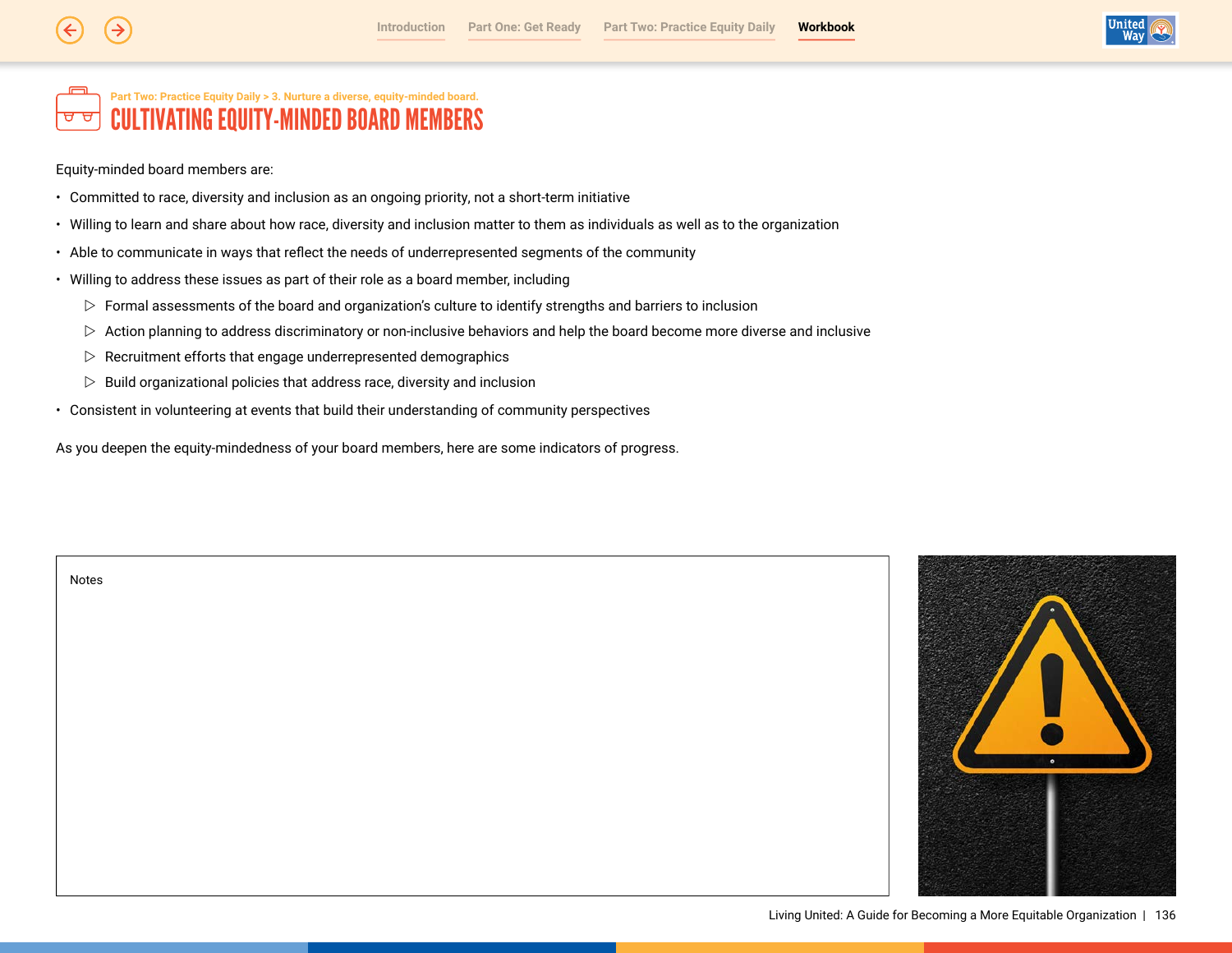Part Two: Practice Equity Daily > 3. Nurture a diverse, equity-minded board.

# CULTIVATING EQUITY-MINDED BOARD MEMBERS

Equity-minded board members are:

- Committed to race, diversity and inclusion as an ongoing priority, not a short-term initiative
- Willing to learn and share about how race, diversity and inclusion matter to them as individuals as well as to the organization
- Able to communicate in ways that reflect the needs of underrepresented segments of the community
- Willing to address these issues as part of their role as a board member, including
  - Formal assessments of the board and organization's culture to identify strengths and barriers to inclusion
  - Action planning to address discriminatory or non-inclusive behaviors and help the board become more diverse and inclusive
  - Recruitment efforts that engage underrepresented demographics
  - Build organizational policies that address race, diversity and inclusion
- Consistent in volunteering at events that build their understanding of community perspectives

As you deepen the equity-mindedness of your board members, here are some indicators of progress.

Notes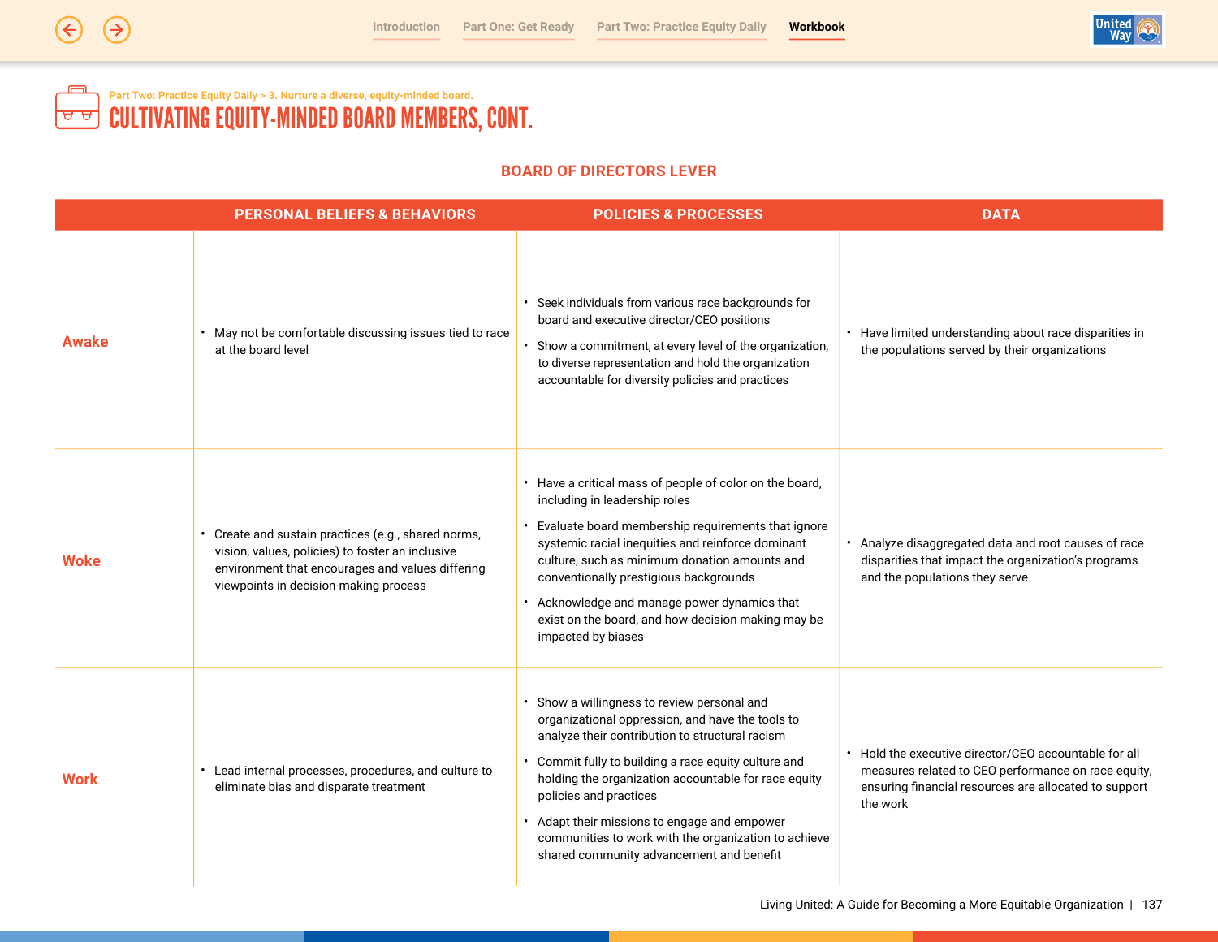Part Two: Practice Equity Daily > 3. Nurture a diverse, equity-minded board.

# CULTIVATING EQUITY-MINDED BOARD MEMBERS, CONT.

## BOARD OF DIRECTORS LEVER

| | PERSONAL BELIEFS & BEHAVIORS | POLICIES & PROCESSES | DATA |
|---|---|---|---|
| **Awake** | • May not be comfortable discussing issues tied to race at the board level | • Seek individuals from various race backgrounds for board and executive director/CEO positions<br>• Show a commitment, at every level of the organization, to diverse representation and hold the organization accountable for diversity policies and practices | • Have limited understanding about race disparities in the populations served by their organizations |
| **Woke** | • Create and sustain practices (e.g., shared norms, vision, values, policies) to foster an inclusive environment that encourages and values differing viewpoints in decision-making process | • Have a critical mass of people of color on the board, including in leadership roles<br>• Evaluate board membership requirements that ignore systemic racial inequities and reinforce dominant culture, such as minimum donation amounts and conventionally prestigious backgrounds<br>• Acknowledge and manage power dynamics that exist on the board, and how decision making may be impacted by biases | • Analyze disaggregated data and root causes of race disparities that impact the organization's programs and the populations they serve |
| **Work** | • Lead internal processes, procedures, and culture to eliminate bias and disparate treatment | • Show a willingness to review personal and organizational oppression, and have the tools to analyze their contribution to structural racism<br>• Commit fully to building a race equity culture and holding the organization accountable for race equity policies and practices<br>• Adapt their missions to engage and empower communities to work with the organization to achieve shared community advancement and benefit | • Hold the executive director/CEO accountable for all measures related to CEO performance on race equity, ensuring financial resources are allocated to support the work |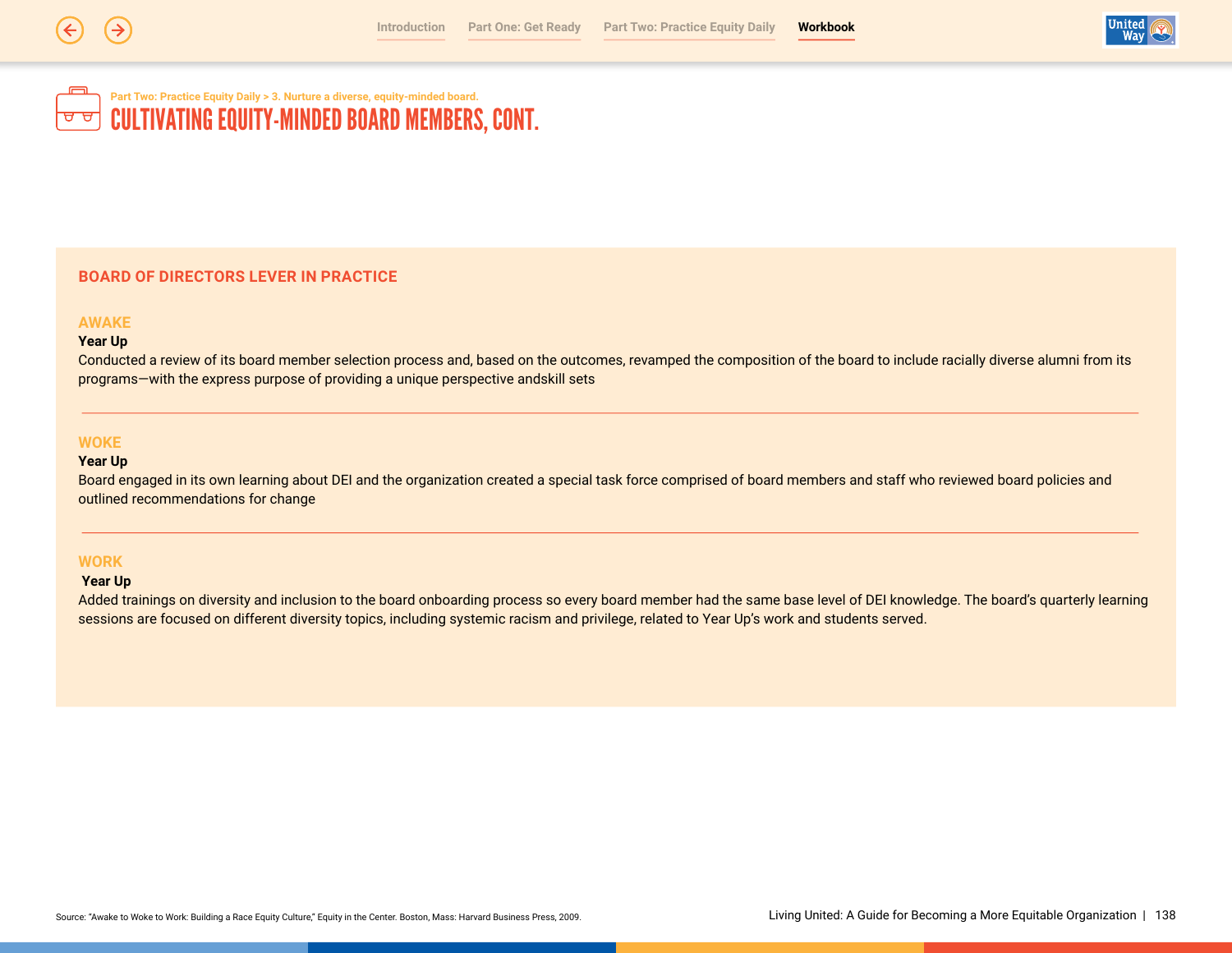Part Two: Practice Equity Daily > 3. Nurture a diverse, equity-minded board.

# CULTIVATING EQUITY-MINDED BOARD MEMBERS, CONT.

## BOARD OF DIRECTORS LEVER IN PRACTICE

### AWAKE

**Year Up**

Conducted a review of its board member selection process and, based on the outcomes, revamped the composition of the board to include racially diverse alumni from its programs—with the express purpose of providing a unique perspective andskill sets

---

### WOKE

**Year Up**

Board engaged in its own learning about DEI and the organization created a special task force comprised of board members and staff who reviewed board policies and outlined recommendations for change

---

### WORK

**Year Up**

Added trainings on diversity and inclusion to the board onboarding process so every board member had the same base level of DEI knowledge. The board's quarterly learning sessions are focused on different diversity topics, including systemic racism and privilege, related to Year Up's work and students served.

Source: "Awake to Woke to Work: Building a Race Equity Culture," Equity in the Center. Boston, Mass: Harvard Business Press, 2009.